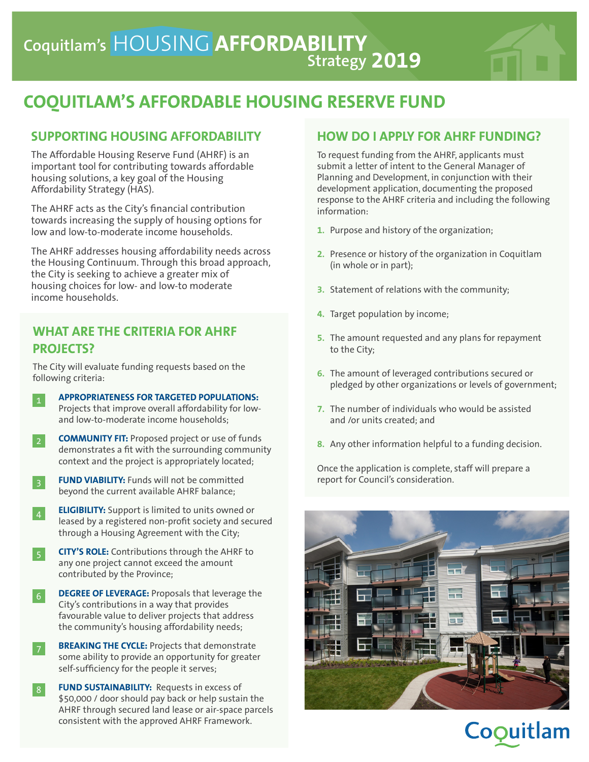Coquitlam's HOUSING AFFORDABILITY Strategy 2019

# COQUITLAM'S AFFORDABLE HOUSING RESERVE FUND

## SUPPORTING HOUSING AFFORDABILITY

The Affordable Housing Reserve Fund (AHRF) is an important tool for contributing towards affordable housing solutions, a key goal of the Housing Affordability Strategy (HAS).

The AHRF acts as the City's financial contribution towards increasing the supply of housing options for low and low-to-moderate income households.

The AHRF addresses housing affordability needs across the Housing Continuum. Through this broad approach, the City is seeking to achieve a greater mix of housing choices for low- and low-to moderate income households.

## WHAT ARE THE CRITERIA FOR AHRF PROJECTS?

The City will evaluate funding requests based on the following criteria:

1. **APPROPRIATENESS FOR TARGETED POPULATIONS:** Projects that improve overall affordability for low- and low-to-moderate income households;
2. **COMMUNITY FIT:** Proposed project or use of funds demonstrates a fit with the surrounding community context and the project is appropriately located;
3. **FUND VIABILITY:** Funds will not be committed beyond the current available AHRF balance;
4. **ELIGIBILITY:** Support is limited to units owned or leased by a registered non-profit society and secured through a Housing Agreement with the City;
5. **CITY'S ROLE:** Contributions through the AHRF to any one project cannot exceed the amount contributed by the Province;
6. **DEGREE OF LEVERAGE:** Proposals that leverage the City's contributions in a way that provides favourable value to deliver projects that address the community's housing affordability needs;
7. **BREAKING THE CYCLE:** Projects that demonstrate some ability to provide an opportunity for greater self-sufficiency for the people it serves;
8. **FUND SUSTAINABILITY:** Requests in excess of $50,000 / door should pay back or help sustain the AHRF through secured land lease or air-space parcels consistent with the approved AHRF Framework.

## HOW DO I APPLY FOR AHRF FUNDING?

To request funding from the AHRF, applicants must submit a letter of intent to the General Manager of Planning and Development, in conjunction with their development application, documenting the proposed response to the AHRF criteria and including the following information:

1. Purpose and history of the organization;
2. Presence or history of the organization in Coquitlam (in whole or in part);
3. Statement of relations with the community;
4. Target population by income;
5. The amount requested and any plans for repayment to the City;
6. The amount of leveraged contributions secured or pledged by other organizations or levels of government;
7. The number of individuals who would be assisted and /or units created; and
8. Any other information helpful to a funding decision.

Once the application is complete, staff will prepare a report for Council's consideration.

Coquitlam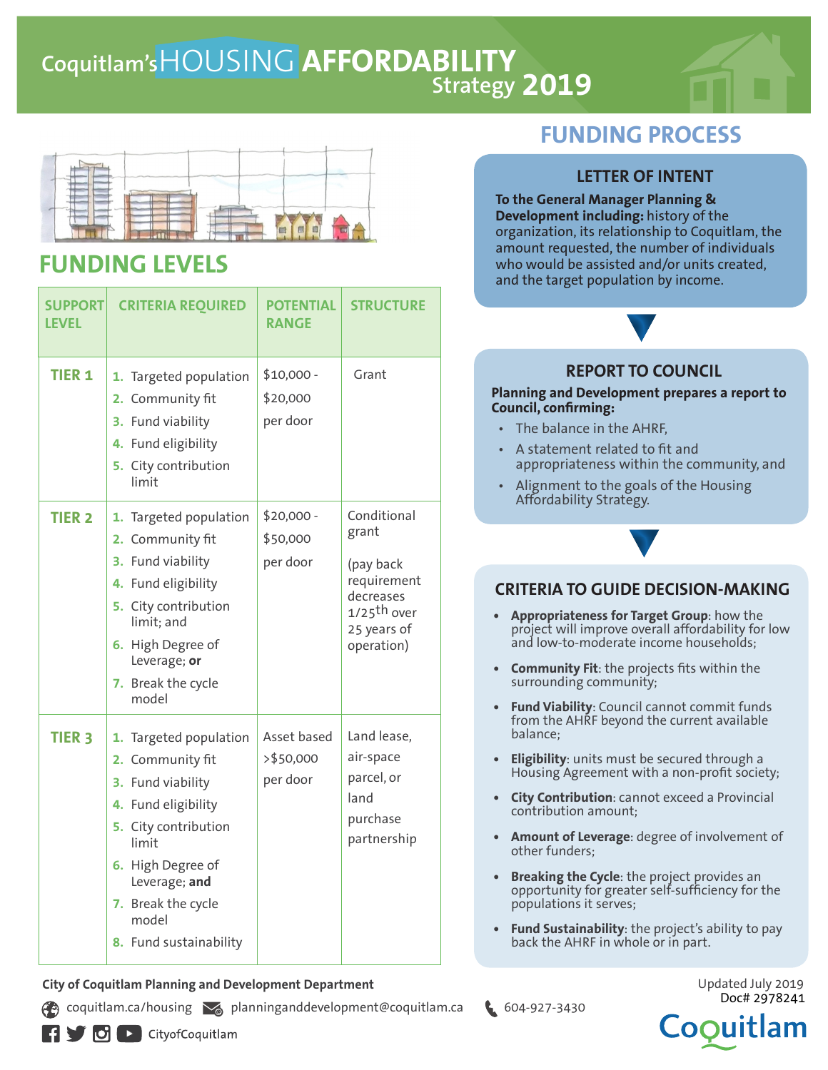# Coquitlam's HOUSING AFFORDABILITY Strategy 2019

## FUNDING LEVELS

| SUPPORT LEVEL | CRITERIA REQUIRED | POTENTIAL RANGE | STRUCTURE |
|---|---|---|---|
| TIER 1 | 1. Targeted population<br>2. Community fit<br>3. Fund viability<br>4. Fund eligibility<br>5. City contribution limit | \$10,000 - \$20,000 per door | Grant |
| TIER 2 | 1. Targeted population<br>2. Community fit<br>3. Fund viability<br>4. Fund eligibility<br>5. City contribution limit; and<br>6. High Degree of Leverage; **or**<br>7. Break the cycle model | \$20,000 - \$50,000 per door | Conditional grant<br><br>(pay back requirement decreases 1/25th over 25 years of operation) |
| TIER 3 | 1. Targeted population<br>2. Community fit<br>3. Fund viability<br>4. Fund eligibility<br>5. City contribution limit<br>6. High Degree of Leverage; **and**<br>7. Break the cycle model<br>8. Fund sustainability | Asset based >\$50,000 per door | Land lease, air-space parcel, or land purchase partnership |

## FUNDING PROCESS

### LETTER OF INTENT

**To the General Manager Planning & Development including:** history of the organization, its relationship to Coquitlam, the amount requested, the number of individuals who would be assisted and/or units created, and the target population by income.

### REPORT TO COUNCIL

**Planning and Development prepares a report to Council, confirming:**

- The balance in the AHRF,
- A statement related to fit and appropriateness within the community, and
- Alignment to the goals of the Housing Affordability Strategy.

### CRITERIA TO GUIDE DECISION-MAKING

- **Appropriateness for Target Group**: how the project will improve overall affordability for low and low-to-moderate income households;
- **Community Fit**: the projects fits within the surrounding community;
- **Fund Viability**: Council cannot commit funds from the AHRF beyond the current available balance;
- **Eligibility**: units must be secured through a Housing Agreement with a non-profit society;
- **City Contribution**: cannot exceed a Provincial contribution amount;
- **Amount of Leverage**: degree of involvement of other funders;
- **Breaking the Cycle**: the project provides an opportunity for greater self-sufficiency for the populations it serves;
- **Fund Sustainability**: the project's ability to pay back the AHRF in whole or in part.

**City of Coquitlam Planning and Development Department**

coquitlam.ca/housing planninganddevelopment@coquitlam.ca 604-927-3430

CityofCoquitlam

Updated July 2019
Doc# 2978241

Coquitlam